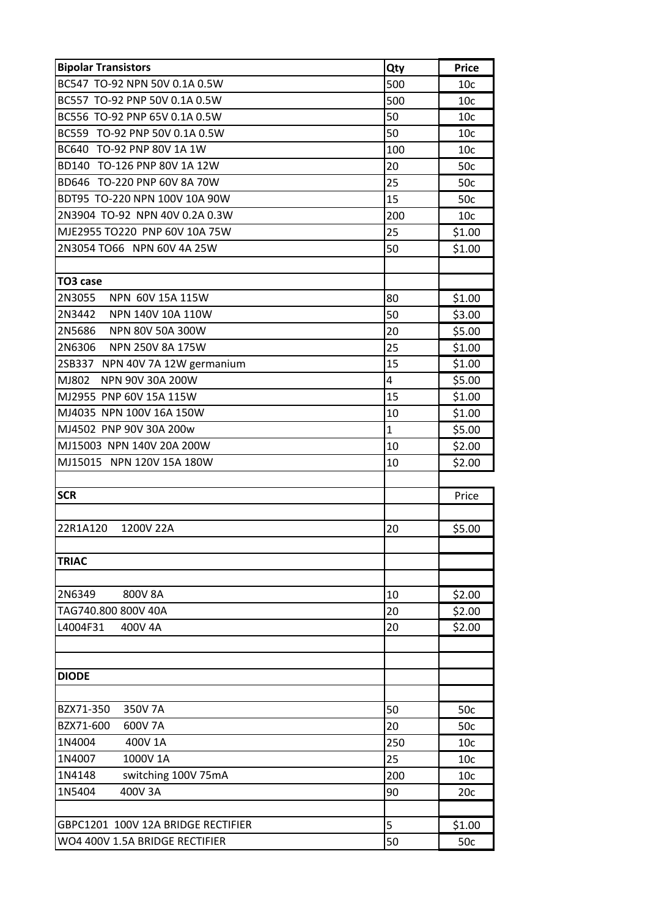| **Bipolar Transistors** | **Qty** | **Price** |
|---|---|---|
| BC547 TO-92 NPN 50V 0.1A 0.5W | 500 | 10c |
| BC557 TO-92 PNP 50V 0.1A 0.5W | 500 | 10c |
| BC556 TO-92 PNP 65V 0.1A 0.5W | 50 | 10c |
| BC559 TO-92 PNP 50V 0.1A 0.5W | 50 | 10c |
| BC640 TO-92 PNP 80V 1A 1W | 100 | 10c |
| BD140 TO-126 PNP 80V 1A 12W | 20 | 50c |
| BD646 TO-220 PNP 60V 8A 70W | 25 | 50c |
| BDT95 TO-220 NPN 100V 10A 90W | 15 | 50c |
| 2N3904 TO-92 NPN 40V 0.2A 0.3W | 200 | 10c |
| MJE2955 TO220 PNP 60V 10A 75W | 25 | $1.00 |
| 2N3054 TO66 NPN 60V 4A 25W | 50 | $1.00 |
| | | |
| **TO3 case** | | |
| 2N3055 NPN 60V 15A 115W | 80 | $1.00 |
| 2N3442 NPN 140V 10A 110W | 50 | $3.00 |
| 2N5686 NPN 80V 50A 300W | 20 | $5.00 |
| 2N6306 NPN 250V 8A 175W | 25 | $1.00 |
| 2SB337 NPN 40V 7A 12W germanium | 15 | $1.00 |
| MJ802 NPN 90V 30A 200W | 4 | $5.00 |
| MJ2955 PNP 60V 15A 115W | 15 | $1.00 |
| MJ4035 NPN 100V 16A 150W | 10 | $1.00 |
| MJ4502 PNP 90V 30A 200w | 1 | $5.00 |
| MJ15003 NPN 140V 20A 200W | 10 | $2.00 |
| MJ15015 NPN 120V 15A 180W | 10 | $2.00 |
| | | |
| **SCR** | | Price |
| | | |
| 22R1A120 1200V 22A | 20 | $5.00 |
| | | |
| **TRIAC** | | |
| | | |
| 2N6349 800V 8A | 10 | $2.00 |
| TAG740.800 800V 40A | 20 | $2.00 |
| L4004F31 400V 4A | 20 | $2.00 |
| | | |
| | | |
| **DIODE** | | |
| | | |
| BZX71-350 350V 7A | 50 | 50c |
| BZX71-600 600V 7A | 20 | 50c |
| 1N4004 400V 1A | 250 | 10c |
| 1N4007 1000V 1A | 25 | 10c |
| 1N4148 switching 100V 75mA | 200 | 10c |
| 1N5404 400V 3A | 90 | 20c |
| | | |
| GBPC1201 100V 12A BRIDGE RECTIFIER | 5 | $1.00 |
| WO4 400V 1.5A BRIDGE RECTIFIER | 50 | 50c |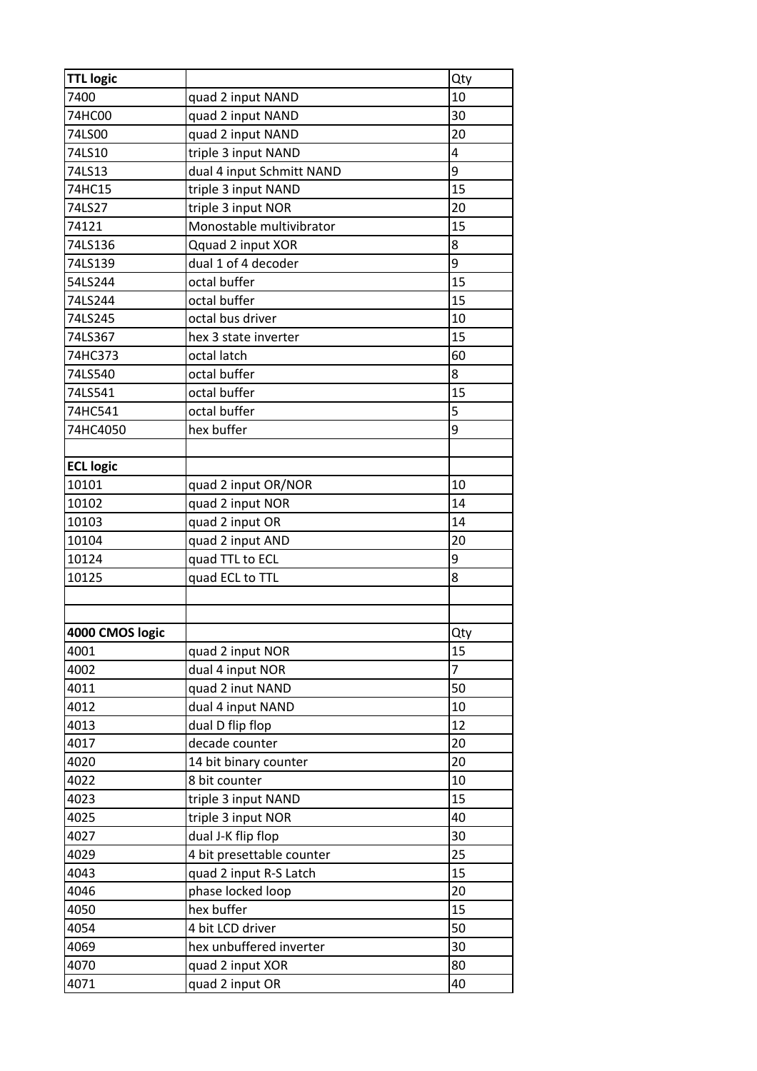| **TTL logic** | | Qty |
|---|---|---|
| 7400 | quad 2 input NAND | 10 |
| 74HC00 | quad 2 input NAND | 30 |
| 74LS00 | quad 2 input NAND | 20 |
| 74LS10 | triple 3 input NAND | 4 |
| 74LS13 | dual 4 input Schmitt NAND | 9 |
| 74HC15 | triple 3 input NAND | 15 |
| 74LS27 | triple 3 input NOR | 20 |
| 74121 | Monostable multivibrator | 15 |
| 74LS136 | Qquad 2 input XOR | 8 |
| 74LS139 | dual 1 of 4 decoder | 9 |
| 54LS244 | octal buffer | 15 |
| 74LS244 | octal buffer | 15 |
| 74LS245 | octal bus driver | 10 |
| 74LS367 | hex 3 state inverter | 15 |
| 74HC373 | octal latch | 60 |
| 74LS540 | octal buffer | 8 |
| 74LS541 | octal buffer | 15 |
| 74HC541 | octal buffer | 5 |
| 74HC4050 | hex buffer | 9 |
| | | |
| **ECL logic** | | |
| 10101 | quad 2 input OR/NOR | 10 |
| 10102 | quad 2 input NOR | 14 |
| 10103 | quad 2 input OR | 14 |
| 10104 | quad 2 input AND | 20 |
| 10124 | quad TTL to ECL | 9 |
| 10125 | quad ECL to TTL | 8 |
| | | |
| | | |
| **4000 CMOS logic** | | Qty |
| 4001 | quad 2 input NOR | 15 |
| 4002 | dual 4 input NOR | 7 |
| 4011 | quad 2 inut NAND | 50 |
| 4012 | dual 4 input NAND | 10 |
| 4013 | dual D flip flop | 12 |
| 4017 | decade counter | 20 |
| 4020 | 14 bit binary counter | 20 |
| 4022 | 8 bit counter | 10 |
| 4023 | triple 3 input NAND | 15 |
| 4025 | triple 3 input NOR | 40 |
| 4027 | dual J-K flip flop | 30 |
| 4029 | 4 bit presettable counter | 25 |
| 4043 | quad 2 input R-S Latch | 15 |
| 4046 | phase locked loop | 20 |
| 4050 | hex buffer | 15 |
| 4054 | 4 bit LCD driver | 50 |
| 4069 | hex unbuffered inverter | 30 |
| 4070 | quad 2 input XOR | 80 |
| 4071 | quad 2 input OR | 40 |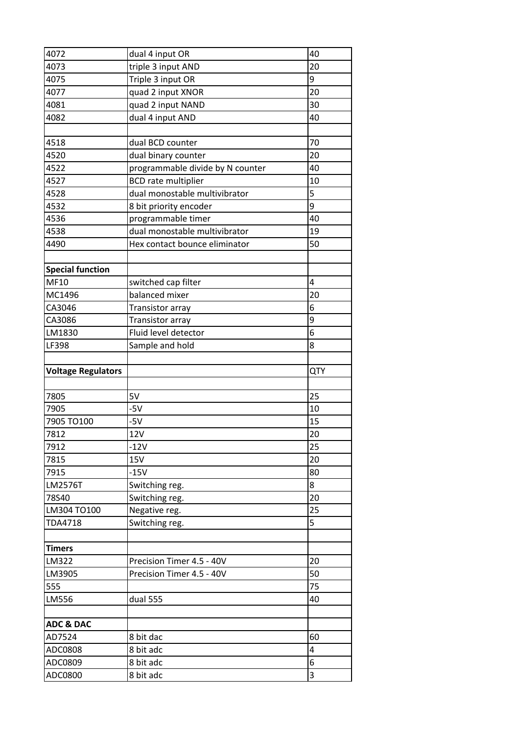| | | |
|---|---|---|
| 4072 | dual 4 input OR | 40 |
| 4073 | triple 3 input AND | 20 |
| 4075 | Triple 3 input OR | 9 |
| 4077 | quad 2 input XNOR | 20 |
| 4081 | quad 2 input NAND | 30 |
| 4082 | dual 4 input AND | 40 |
| | | |
| 4518 | dual BCD counter | 70 |
| 4520 | dual binary counter | 20 |
| 4522 | programmable divide by N counter | 40 |
| 4527 | BCD rate multiplier | 10 |
| 4528 | dual monostable multivibrator | 5 |
| 4532 | 8 bit priority encoder | 9 |
| 4536 | programmable timer | 40 |
| 4538 | dual monostable multivibrator | 19 |
| 4490 | Hex contact bounce eliminator | 50 |
| | | |
| **Special function** | | |
| MF10 | switched cap filter | 4 |
| MC1496 | balanced mixer | 20 |
| CA3046 | Transistor array | 6 |
| CA3086 | Transistor array | 9 |
| LM1830 | Fluid level detector | 6 |
| LF398 | Sample and hold | 8 |
| | | |
| **Voltage Regulators** | | QTY |
| | | |
| 7805 | 5V | 25 |
| 7905 | -5V | 10 |
| 7905 TO100 | -5V | 15 |
| 7812 | 12V | 20 |
| 7912 | -12V | 25 |
| 7815 | 15V | 20 |
| 7915 | -15V | 80 |
| LM2576T | Switching reg. | 8 |
| 78S40 | Switching reg. | 20 |
| LM304 TO100 | Negative reg. | 25 |
| TDA4718 | Switching reg. | 5 |
| | | |
| **Timers** | | |
| LM322 | Precision Timer 4.5 - 40V | 20 |
| LM3905 | Precision Timer 4.5 - 40V | 50 |
| 555 | | 75 |
| LM556 | dual 555 | 40 |
| | | |
| **ADC & DAC** | | |
| AD7524 | 8 bit dac | 60 |
| ADC0808 | 8 bit adc | 4 |
| ADC0809 | 8 bit adc | 6 |
| ADC0800 | 8 bit adc | 3 |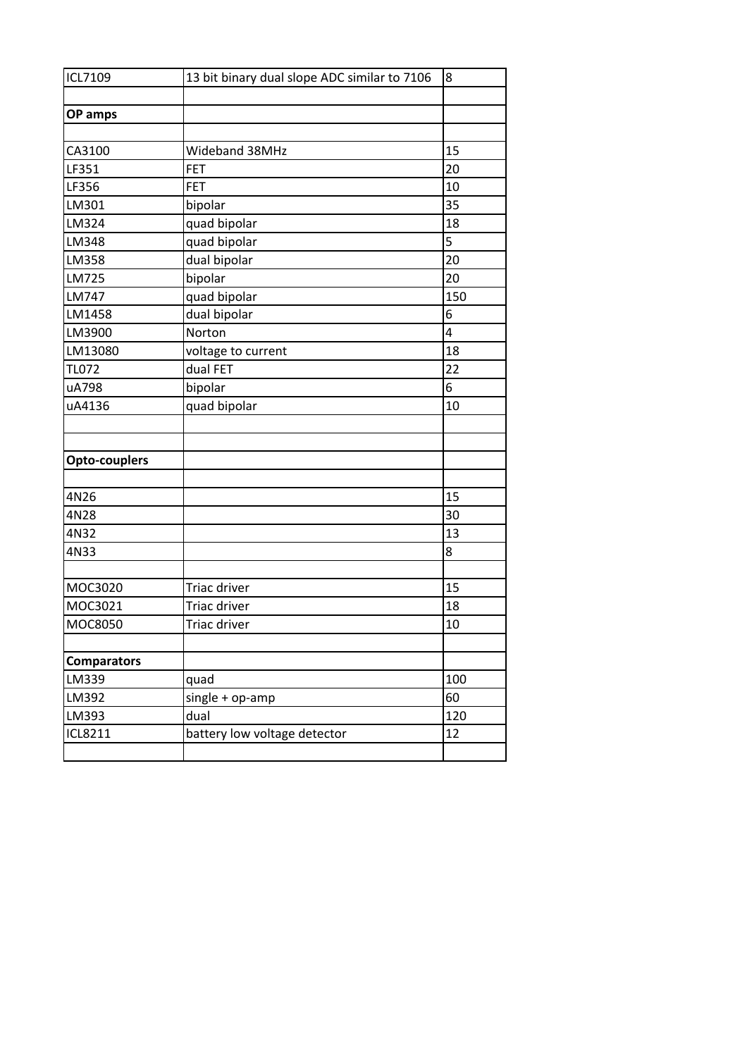| | | |
|---|---|---|
| ICL7109 | 13 bit binary dual slope ADC similar to 7106 | 8 |
| | | |
| **OP amps** | | |
| | | |
| CA3100 | Wideband 38MHz | 15 |
| LF351 | FET | 20 |
| LF356 | FET | 10 |
| LM301 | bipolar | 35 |
| LM324 | quad bipolar | 18 |
| LM348 | quad bipolar | 5 |
| LM358 | dual bipolar | 20 |
| LM725 | bipolar | 20 |
| LM747 | quad bipolar | 150 |
| LM1458 | dual bipolar | 6 |
| LM3900 | Norton | 4 |
| LM13080 | voltage to current | 18 |
| TL072 | dual FET | 22 |
| uA798 | bipolar | 6 |
| uA4136 | quad bipolar | 10 |
| | | |
| | | |
| **Opto-couplers** | | |
| | | |
| 4N26 | | 15 |
| 4N28 | | 30 |
| 4N32 | | 13 |
| 4N33 | | 8 |
| | | |
| MOC3020 | Triac driver | 15 |
| MOC3021 | Triac driver | 18 |
| MOC8050 | Triac driver | 10 |
| | | |
| **Comparators** | | |
| LM339 | quad | 100 |
| LM392 | single + op-amp | 60 |
| LM393 | dual | 120 |
| ICL8211 | battery low voltage detector | 12 |
| | | |